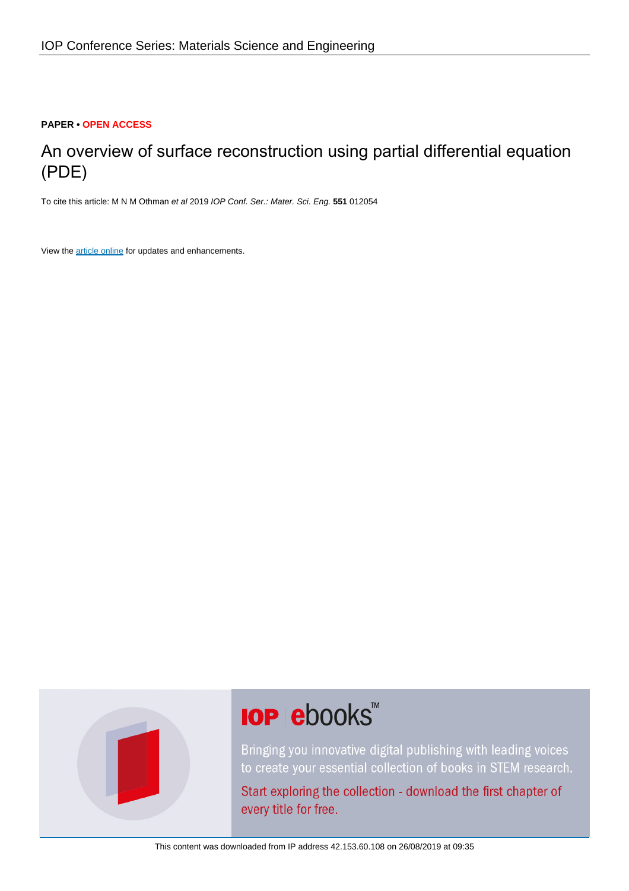IOP Conference Series: Materials Science and Engineering

**PAPER • OPEN ACCESS**

# An overview of surface reconstruction using partial differential equation (PDE)

To cite this article: M N M Othman *et al* 2019 *IOP Conf. Ser.: Mater. Sci. Eng.* **551** 012054

View the article online for updates and enhancements.

This content was downloaded from IP address 42.153.60.108 on 26/08/2019 at 09:35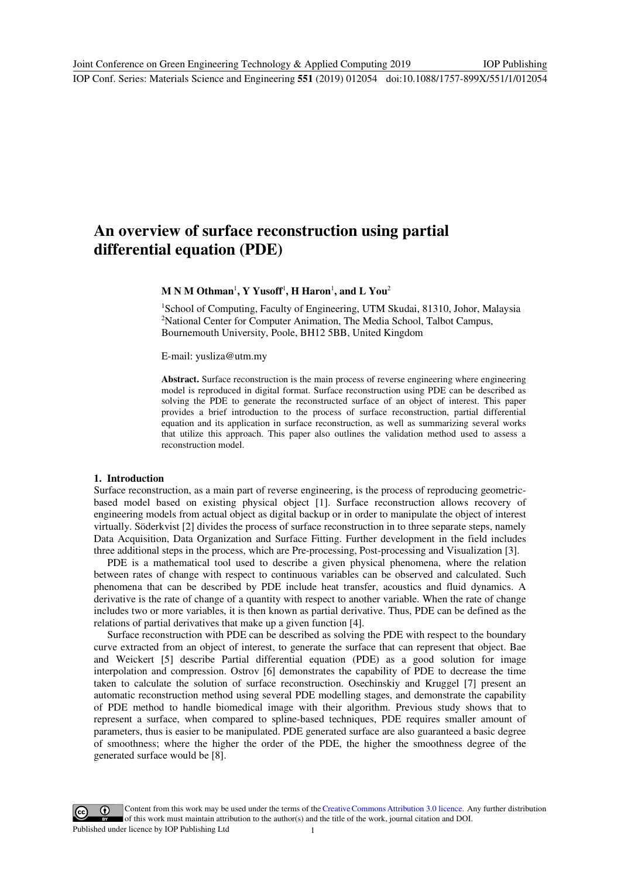# An overview of surface reconstruction using partial differential equation (PDE)

**M N M Othman**[1]**, Y Yusoff**[1]**, H Haron**[1]**, and L You**[2]

[1]School of Computing, Faculty of Engineering, UTM Skudai, 81310, Johor, Malaysia
[2]National Center for Computer Animation, The Media School, Talbot Campus, Bournemouth University, Poole, BH12 5BB, United Kingdom

E-mail: yusliza@utm.my

**Abstract.** Surface reconstruction is the main process of reverse engineering where engineering model is reproduced in digital format. Surface reconstruction using PDE can be described as solving the PDE to generate the reconstructed surface of an object of interest. This paper provides a brief introduction to the process of surface reconstruction, partial differential equation and its application in surface reconstruction, as well as summarizing several works that utilize this approach. This paper also outlines the validation method used to assess a reconstruction model.

## 1. Introduction

Surface reconstruction, as a main part of reverse engineering, is the process of reproducing geometric-based model based on existing physical object [1]. Surface reconstruction allows recovery of engineering models from actual object as digital backup or in order to manipulate the object of interest virtually. Söderkvist [2] divides the process of surface reconstruction in to three separate steps, namely Data Acquisition, Data Organization and Surface Fitting. Further development in the field includes three additional steps in the process, which are Pre-processing, Post-processing and Visualization [3].

PDE is a mathematical tool used to describe a given physical phenomena, where the relation between rates of change with respect to continuous variables can be observed and calculated. Such phenomena that can be described by PDE include heat transfer, acoustics and fluid dynamics. A derivative is the rate of change of a quantity with respect to another variable. When the rate of change includes two or more variables, it is then known as partial derivative. Thus, PDE can be defined as the relations of partial derivatives that make up a given function [4].

Surface reconstruction with PDE can be described as solving the PDE with respect to the boundary curve extracted from an object of interest, to generate the surface that can represent that object. Bae and Weickert [5] describe Partial differential equation (PDE) as a good solution for image interpolation and compression. Ostrov [6] demonstrates the capability of PDE to decrease the time taken to calculate the solution of surface reconstruction. Osechinskiy and Kruggel [7] present an automatic reconstruction method using several PDE modelling stages, and demonstrate the capability of PDE method to handle biomedical image with their algorithm. Previous study shows that to represent a surface, when compared to spline-based techniques, PDE requires smaller amount of parameters, thus is easier to be manipulated. PDE generated surface are also guaranteed a basic degree of smoothness; where the higher the order of the PDE, the higher the smoothness degree of the generated surface would be [8].

Content from this work may be used under the terms of the Creative Commons Attribution 3.0 licence. Any further distribution of this work must maintain attribution to the author(s) and the title of the work, journal citation and DOI.
Published under licence by IOP Publishing Ltd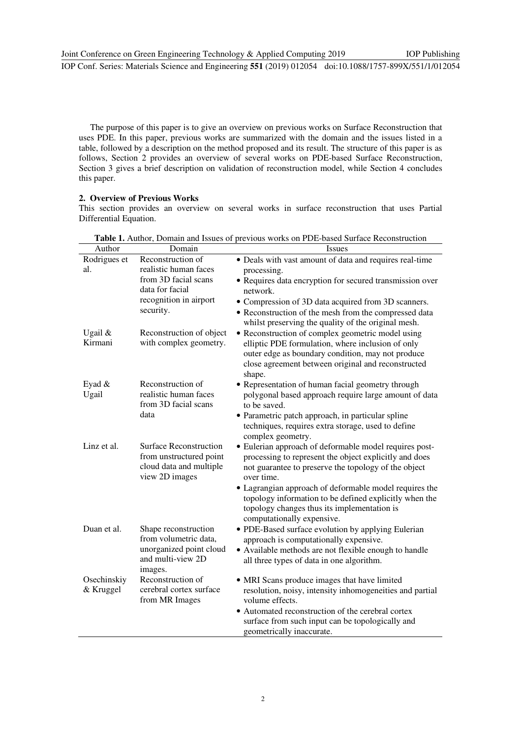The purpose of this paper is to give an overview on previous works on Surface Reconstruction that uses PDE. In this paper, previous works are summarized with the domain and the issues listed in a table, followed by a description on the method proposed and its result. The structure of this paper is as follows, Section 2 provides an overview of several works on PDE-based Surface Reconstruction, Section 3 gives a brief description on validation of reconstruction model, while Section 4 concludes this paper.

## 2. Overview of Previous Works

This section provides an overview on several works in surface reconstruction that uses Partial Differential Equation.

**Table 1.** Author, Domain and Issues of previous works on PDE-based Surface Reconstruction

| Author | Domain | Issues |
| --- | --- | --- |
| Rodrigues et al. | Reconstruction of realistic human faces from 3D facial scans data for facial recognition in airport security. | • Deals with vast amount of data and requires real-time processing.<br>• Requires data encryption for secured transmission over network.<br>• Compression of 3D data acquired from 3D scanners.<br>• Reconstruction of the mesh from the compressed data whilst preserving the quality of the original mesh. |
| Ugail & Kirmani | Reconstruction of object with complex geometry. | • Reconstruction of complex geometric model using elliptic PDE formulation, where inclusion of only outer edge as boundary condition, may not produce close agreement between original and reconstructed shape. |
| Eyad & Ugail | Reconstruction of realistic human faces from 3D facial scans data | • Representation of human facial geometry through polygonal based approach require large amount of data to be saved.<br>• Parametric patch approach, in particular spline techniques, requires extra storage, used to define complex geometry. |
| Linz et al. | Surface Reconstruction from unstructured point cloud data and multiple view 2D images | • Eulerian approach of deformable model requires post-processing to represent the object explicitly and does not guarantee to preserve the topology of the object over time.<br>• Lagrangian approach of deformable model requires the topology information to be defined explicitly when the topology changes thus its implementation is computationally expensive. |
| Duan et al. | Shape reconstruction from volumetric data, unorganized point cloud and multi-view 2D images. | • PDE-Based surface evolution by applying Eulerian approach is computationally expensive.<br>• Available methods are not flexible enough to handle all three types of data in one algorithm. |
| Osechinskiy & Kruggel | Reconstruction of cerebral cortex surface from MR Images | • MRI Scans produce images that have limited resolution, noisy, intensity inhomogeneities and partial volume effects.<br>• Automated reconstruction of the cerebral cortex surface from such input can be topologically and geometrically inaccurate. |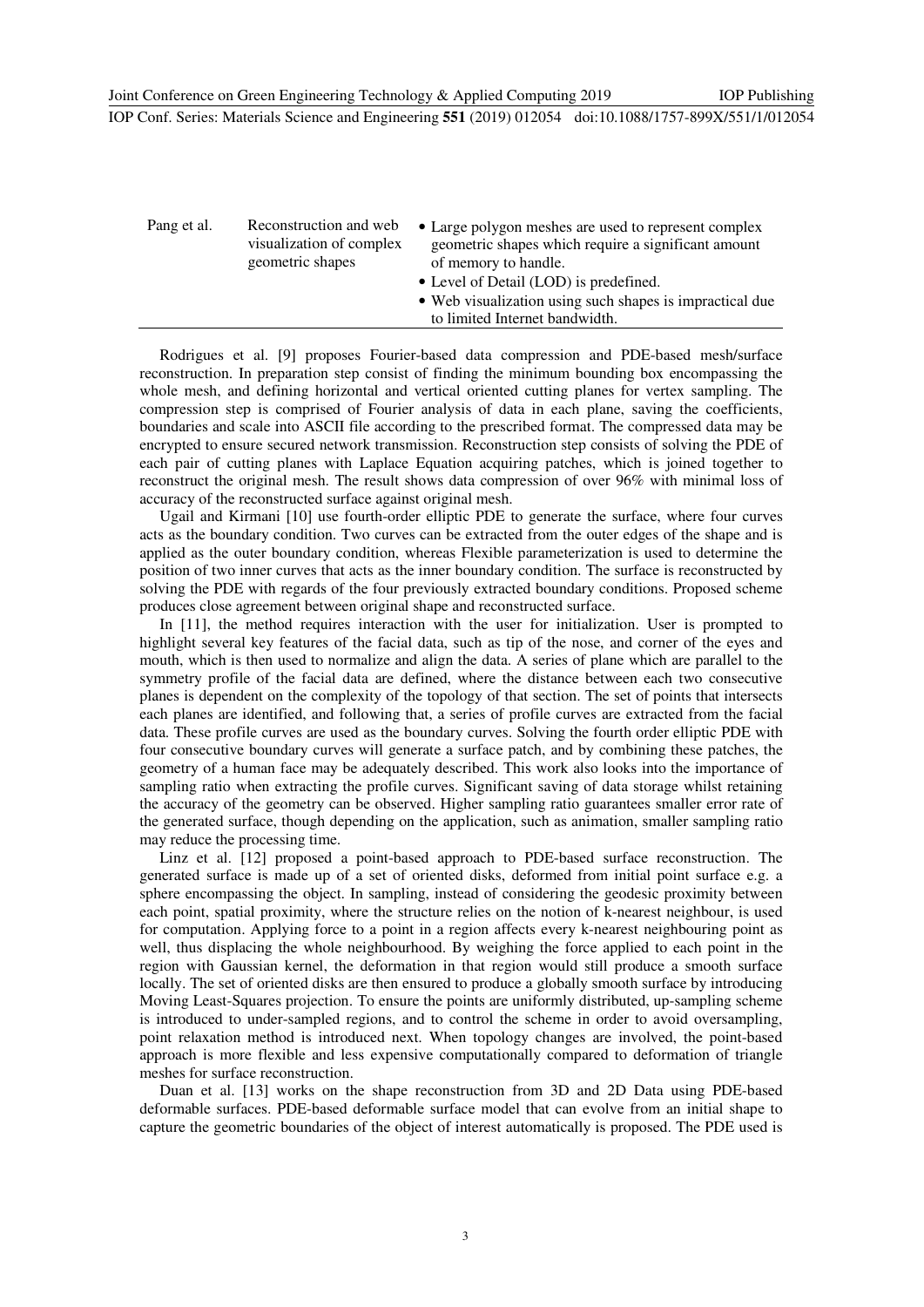| | | |
|---|---|---|
| Pang et al. | Reconstruction and web visualization of complex geometric shapes | • Large polygon meshes are used to represent complex geometric shapes which require a significant amount of memory to handle.<br>• Level of Detail (LOD) is predefined.<br>• Web visualization using such shapes is impractical due to limited Internet bandwidth. |

Rodrigues et al. [9] proposes Fourier-based data compression and PDE-based mesh/surface reconstruction. In preparation step consist of finding the minimum bounding box encompassing the whole mesh, and defining horizontal and vertical oriented cutting planes for vertex sampling. The compression step is comprised of Fourier analysis of data in each plane, saving the coefficients, boundaries and scale into ASCII file according to the prescribed format. The compressed data may be encrypted to ensure secured network transmission. Reconstruction step consists of solving the PDE of each pair of cutting planes with Laplace Equation acquiring patches, which is joined together to reconstruct the original mesh. The result shows data compression of over 96% with minimal loss of accuracy of the reconstructed surface against original mesh.

Ugail and Kirmani [10] use fourth-order elliptic PDE to generate the surface, where four curves acts as the boundary condition. Two curves can be extracted from the outer edges of the shape and is applied as the outer boundary condition, whereas Flexible parameterization is used to determine the position of two inner curves that acts as the inner boundary condition. The surface is reconstructed by solving the PDE with regards of the four previously extracted boundary conditions. Proposed scheme produces close agreement between original shape and reconstructed surface.

In [11], the method requires interaction with the user for initialization. User is prompted to highlight several key features of the facial data, such as tip of the nose, and corner of the eyes and mouth, which is then used to normalize and align the data. A series of plane which are parallel to the symmetry profile of the facial data are defined, where the distance between each two consecutive planes is dependent on the complexity of the topology of that section. The set of points that intersects each planes are identified, and following that, a series of profile curves are extracted from the facial data. These profile curves are used as the boundary curves. Solving the fourth order elliptic PDE with four consecutive boundary curves will generate a surface patch, and by combining these patches, the geometry of a human face may be adequately described. This work also looks into the importance of sampling ratio when extracting the profile curves. Significant saving of data storage whilst retaining the accuracy of the geometry can be observed. Higher sampling ratio guarantees smaller error rate of the generated surface, though depending on the application, such as animation, smaller sampling ratio may reduce the processing time.

Linz et al. [12] proposed a point-based approach to PDE-based surface reconstruction. The generated surface is made up of a set of oriented disks, deformed from initial point surface e.g. a sphere encompassing the object. In sampling, instead of considering the geodesic proximity between each point, spatial proximity, where the structure relies on the notion of k-nearest neighbour, is used for computation. Applying force to a point in a region affects every k-nearest neighbouring point as well, thus displacing the whole neighbourhood. By weighing the force applied to each point in the region with Gaussian kernel, the deformation in that region would still produce a smooth surface locally. The set of oriented disks are then ensured to produce a globally smooth surface by introducing Moving Least-Squares projection. To ensure the points are uniformly distributed, up-sampling scheme is introduced to under-sampled regions, and to control the scheme in order to avoid oversampling, point relaxation method is introduced next. When topology changes are involved, the point-based approach is more flexible and less expensive computationally compared to deformation of triangle meshes for surface reconstruction.

Duan et al. [13] works on the shape reconstruction from 3D and 2D Data using PDE-based deformable surfaces. PDE-based deformable surface model that can evolve from an initial shape to capture the geometric boundaries of the object of interest automatically is proposed. The PDE used is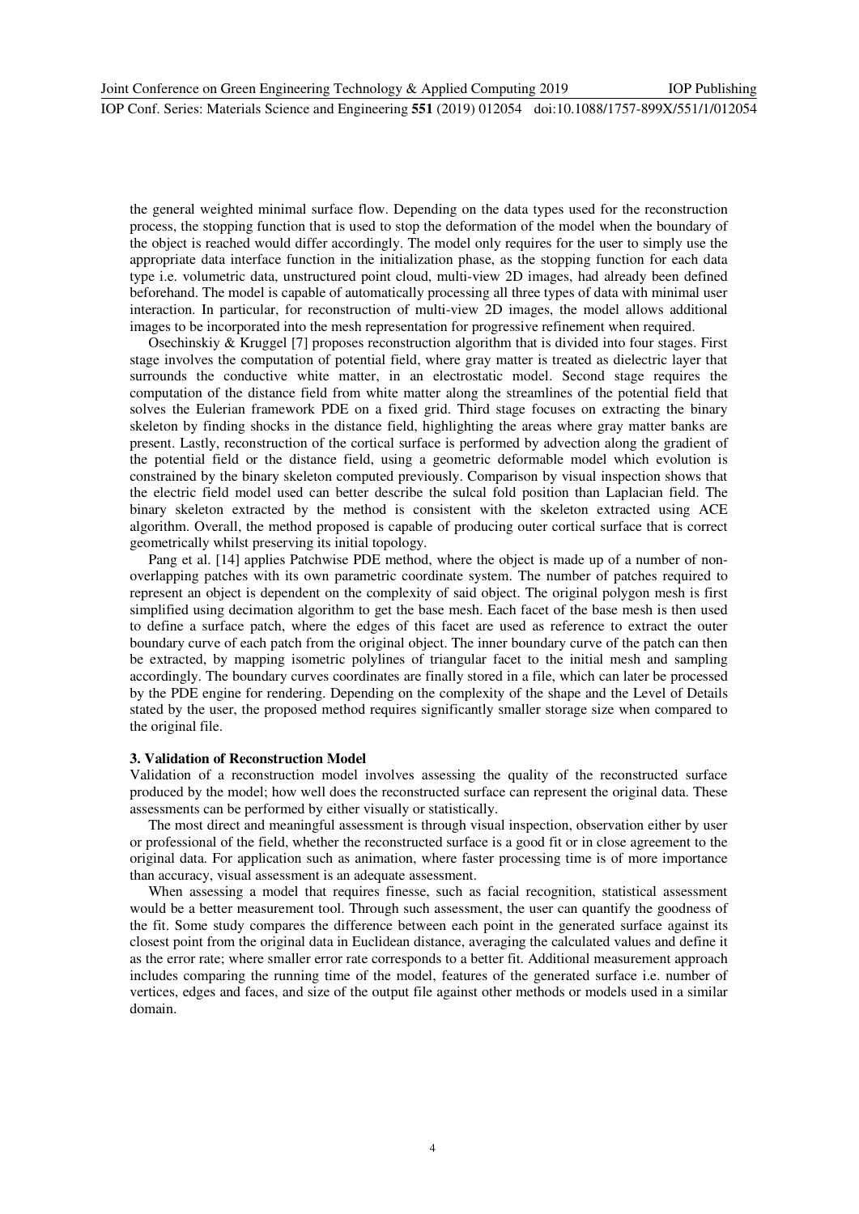the general weighted minimal surface flow. Depending on the data types used for the reconstruction process, the stopping function that is used to stop the deformation of the model when the boundary of the object is reached would differ accordingly. The model only requires for the user to simply use the appropriate data interface function in the initialization phase, as the stopping function for each data type i.e. volumetric data, unstructured point cloud, multi-view 2D images, had already been defined beforehand. The model is capable of automatically processing all three types of data with minimal user interaction. In particular, for reconstruction of multi-view 2D images, the model allows additional images to be incorporated into the mesh representation for progressive refinement when required.

Osechinskiy & Kruggel [7] proposes reconstruction algorithm that is divided into four stages. First stage involves the computation of potential field, where gray matter is treated as dielectric layer that surrounds the conductive white matter, in an electrostatic model. Second stage requires the computation of the distance field from white matter along the streamlines of the potential field that solves the Eulerian framework PDE on a fixed grid. Third stage focuses on extracting the binary skeleton by finding shocks in the distance field, highlighting the areas where gray matter banks are present. Lastly, reconstruction of the cortical surface is performed by advection along the gradient of the potential field or the distance field, using a geometric deformable model which evolution is constrained by the binary skeleton computed previously. Comparison by visual inspection shows that the electric field model used can better describe the sulcal fold position than Laplacian field. The binary skeleton extracted by the method is consistent with the skeleton extracted using ACE algorithm. Overall, the method proposed is capable of producing outer cortical surface that is correct geometrically whilst preserving its initial topology.

Pang et al. [14] applies Patchwise PDE method, where the object is made up of a number of non-overlapping patches with its own parametric coordinate system. The number of patches required to represent an object is dependent on the complexity of said object. The original polygon mesh is first simplified using decimation algorithm to get the base mesh. Each facet of the base mesh is then used to define a surface patch, where the edges of this facet are used as reference to extract the outer boundary curve of each patch from the original object. The inner boundary curve of the patch can then be extracted, by mapping isometric polylines of triangular facet to the initial mesh and sampling accordingly. The boundary curves coordinates are finally stored in a file, which can later be processed by the PDE engine for rendering. Depending on the complexity of the shape and the Level of Details stated by the user, the proposed method requires significantly smaller storage size when compared to the original file.

## 3. Validation of Reconstruction Model

Validation of a reconstruction model involves assessing the quality of the reconstructed surface produced by the model; how well does the reconstructed surface can represent the original data. These assessments can be performed by either visually or statistically.

The most direct and meaningful assessment is through visual inspection, observation either by user or professional of the field, whether the reconstructed surface is a good fit or in close agreement to the original data. For application such as animation, where faster processing time is of more importance than accuracy, visual assessment is an adequate assessment.

When assessing a model that requires finesse, such as facial recognition, statistical assessment would be a better measurement tool. Through such assessment, the user can quantify the goodness of the fit. Some study compares the difference between each point in the generated surface against its closest point from the original data in Euclidean distance, averaging the calculated values and define it as the error rate; where smaller error rate corresponds to a better fit. Additional measurement approach includes comparing the running time of the model, features of the generated surface i.e. number of vertices, edges and faces, and size of the output file against other methods or models used in a similar domain.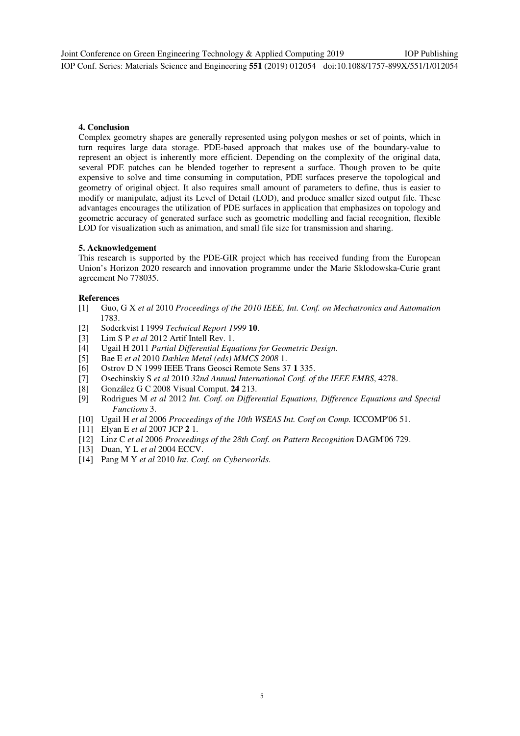## 4. Conclusion

Complex geometry shapes are generally represented using polygon meshes or set of points, which in turn requires large data storage. PDE-based approach that makes use of the boundary-value to represent an object is inherently more efficient. Depending on the complexity of the original data, several PDE patches can be blended together to represent a surface. Though proven to be quite expensive to solve and time consuming in computation, PDE surfaces preserve the topological and geometry of original object. It also requires small amount of parameters to define, thus is easier to modify or manipulate, adjust its Level of Detail (LOD), and produce smaller sized output file. These advantages encourages the utilization of PDE surfaces in application that emphasizes on topology and geometric accuracy of generated surface such as geometric modelling and facial recognition, flexible LOD for visualization such as animation, and small file size for transmission and sharing.

## 5. Acknowledgement

This research is supported by the PDE-GIR project which has received funding from the European Union's Horizon 2020 research and innovation programme under the Marie Sklodowska-Curie grant agreement No 778035.

## References

[1] Guo, G X *et al* 2010 *Proceedings of the 2010 IEEE, Int. Conf. on Mechatronics and Automation* 1783.
[2] Soderkvist I 1999 *Technical Report 1999* **10**.
[3] Lim S P *et al* 2012 Artif Intell Rev. 1.
[4] Ugail H 2011 *Partial Differential Equations for Geometric Design*.
[5] Bae E *et al* 2010 *Dæhlen Metal (eds) MMCS 2008* 1.
[6] Ostrov D N 1999 IEEE Trans Geosci Remote Sens 37 **1** 335.
[7] Osechinskiy S *et al* 2010 *32nd Annual International Conf. of the IEEE EMBS*, 4278.
[8] González G C 2008 Visual Comput. **24** 213.
[9] Rodrigues M *et al* 2012 *Int. Conf. on Differential Equations, Difference Equations and Special Functions* 3.
[10] Ugail H *et al* 2006 *Proceedings of the 10th WSEAS Int. Conf on Comp.* ICCOMP'06 51.
[11] Elyan E *et al* 2007 JCP **2** 1.
[12] Linz C *et al* 2006 *Proceedings of the 28th Conf. on Pattern Recognition* DAGM'06 729.
[13] Duan, Y L *et al* 2004 ECCV.
[14] Pang M Y *et al* 2010 *Int. Conf. on Cyberworlds*.